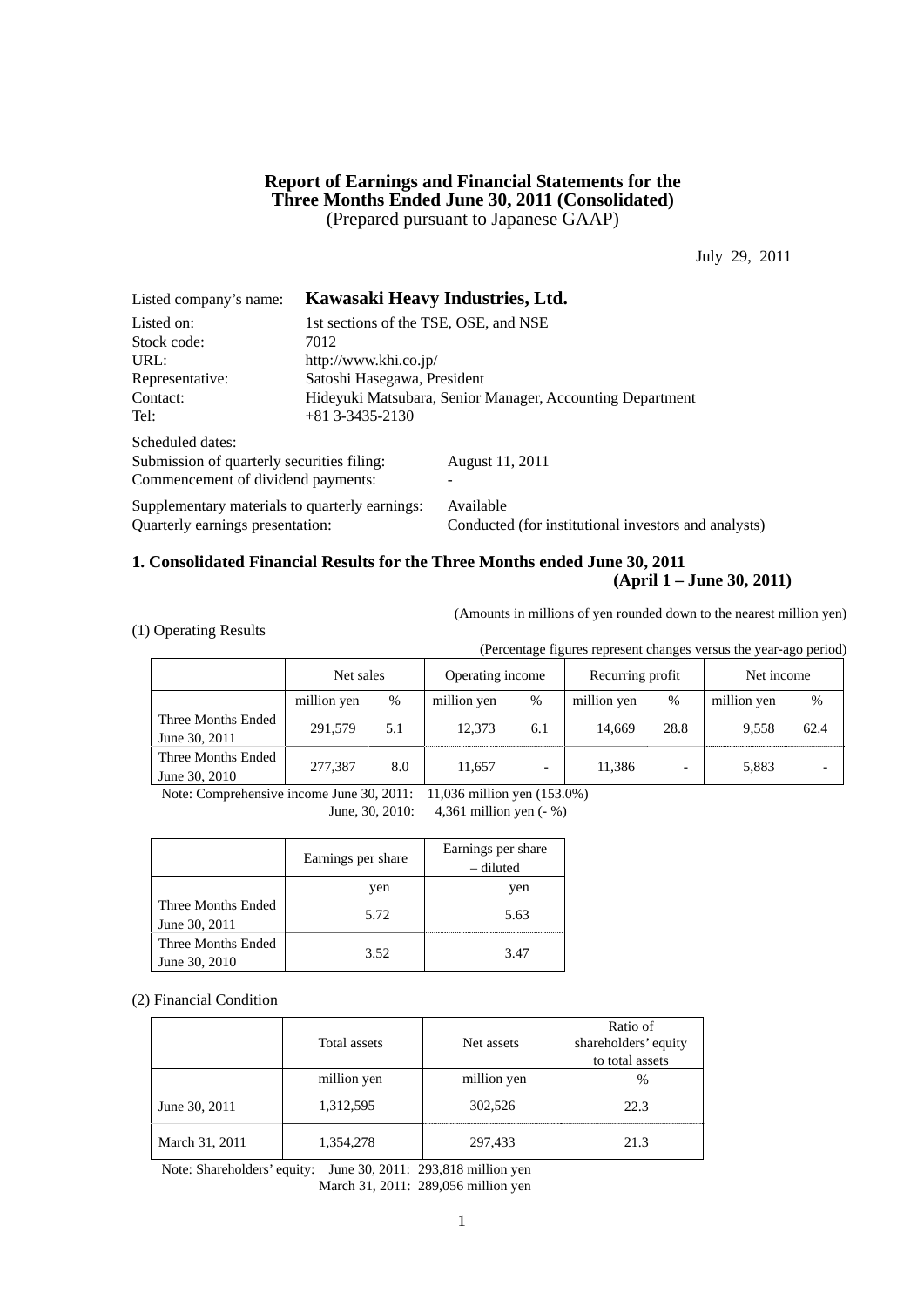# Report of Earnings and Financial Statements for the Three Months Ended June 30, 2011 (Consolidated)
(Prepared pursuant to Japanese GAAP)

July 29, 2011

| | |
|---|---|
| Listed company's name: | **Kawasaki Heavy Industries, Ltd.** |
| Listed on: | 1st sections of the TSE, OSE, and NSE |
| Stock code: | 7012 |
| URL: | http://www.khi.co.jp/ |
| Representative: | Satoshi Hasegawa, President |
| Contact: | Hideyuki Matsubara, Senior Manager, Accounting Department |
| Tel: | +81 3-3435-2130 |

Scheduled dates:

| | |
|---|---|
| Submission of quarterly securities filing: | August 11, 2011 |
| Commencement of dividend payments: | - |
| Supplementary materials to quarterly earnings: | Available |
| Quarterly earnings presentation: | Conducted (for institutional investors and analysts) |

## 1. Consolidated Financial Results for the Three Months ended June 30, 2011 (April 1 – June 30, 2011)

(Amounts in millions of yen rounded down to the nearest million yen)

(1) Operating Results

(Percentage figures represent changes versus the year-ago period)

| | Net sales | | Operating income | | Recurring profit | | Net income | |
|---|---|---|---|---|---|---|---|---|
| | million yen | % | million yen | % | million yen | % | million yen | % |
| Three Months Ended June 30, 2011 | 291,579 | 5.1 | 12,373 | 6.1 | 14,669 | 28.8 | 9,558 | 62.4 |
| Three Months Ended June 30, 2010 | 277,387 | 8.0 | 11,657 | - | 11,386 | - | 5,883 | - |

Note: Comprehensive income June 30, 2011: 11,036 million yen (153.0%)
June, 30, 2010: 4,361 million yen (- %)

| | Earnings per share | Earnings per share – diluted |
|---|---|---|
| | yen | yen |
| Three Months Ended June 30, 2011 | 5.72 | 5.63 |
| Three Months Ended June 30, 2010 | 3.52 | 3.47 |

(2) Financial Condition

| | Total assets | Net assets | Ratio of shareholders' equity to total assets |
|---|---|---|---|
| | million yen | million yen | % |
| June 30, 2011 | 1,312,595 | 302,526 | 22.3 |
| March 31, 2011 | 1,354,278 | 297,433 | 21.3 |

Note: Shareholders' equity: June 30, 2011: 293,818 million yen
March 31, 2011: 289,056 million yen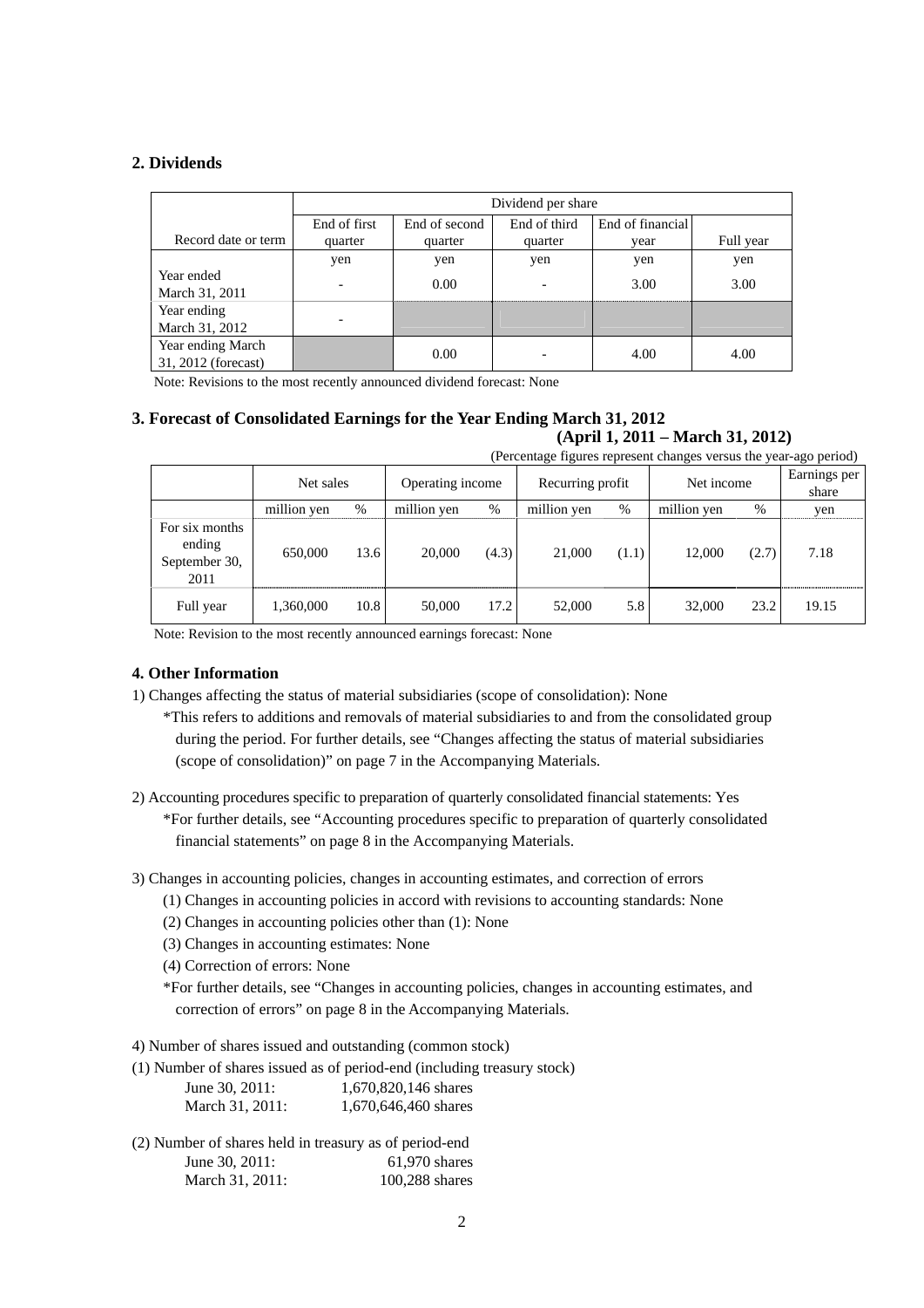## 2. Dividends

| | Dividend per share | | | | |
|---|---|---|---|---|---|
| Record date or term | End of first quarter | End of second quarter | End of third quarter | End of financial year | Full year |
| | yen | yen | yen | yen | yen |
| Year ended March 31, 2011 | - | 0.00 | - | 3.00 | 3.00 |
| Year ending March 31, 2012 | - | | | | |
| Year ending March 31, 2012 (forecast) | | 0.00 | - | 4.00 | 4.00 |

Note: Revisions to the most recently announced dividend forecast: None

## 3. Forecast of Consolidated Earnings for the Year Ending March 31, 2012
**(April 1, 2011 – March 31, 2012)**

(Percentage figures represent changes versus the year-ago period)

| | Net sales | | Operating income | | Recurring profit | | Net income | | Earnings per share |
|---|---|---|---|---|---|---|---|---|---|
| | million yen | % | million yen | % | million yen | % | million yen | % | yen |
| For six months ending September 30, 2011 | 650,000 | 13.6 | 20,000 | (4.3) | 21,000 | (1.1) | 12,000 | (2.7) | 7.18 |
| Full year | 1,360,000 | 10.8 | 50,000 | 17.2 | 52,000 | 5.8 | 32,000 | 23.2 | 19.15 |

Note: Revision to the most recently announced earnings forecast: None

### 4. Other Information

1) Changes affecting the status of material subsidiaries (scope of consolidation): None

*This refers to additions and removals of material subsidiaries to and from the consolidated group during the period. For further details, see "Changes affecting the status of material subsidiaries (scope of consolidation)" on page 7 in the Accompanying Materials.

2) Accounting procedures specific to preparation of quarterly consolidated financial statements: Yes

*For further details, see "Accounting procedures specific to preparation of quarterly consolidated financial statements" on page 8 in the Accompanying Materials.

3) Changes in accounting policies, changes in accounting estimates, and correction of errors

(1) Changes in accounting policies in accord with revisions to accounting standards: None

(2) Changes in accounting policies other than (1): None

(3) Changes in accounting estimates: None

(4) Correction of errors: None

*For further details, see "Changes in accounting policies, changes in accounting estimates, and correction of errors" on page 8 in the Accompanying Materials.

4) Number of shares issued and outstanding (common stock)

(1) Number of shares issued as of period-end (including treasury stock)

June 30, 2011: 1,670,820,146 shares
March 31, 2011: 1,670,646,460 shares

(2) Number of shares held in treasury as of period-end

June 30, 2011: 61,970 shares
March 31, 2011: 100,288 shares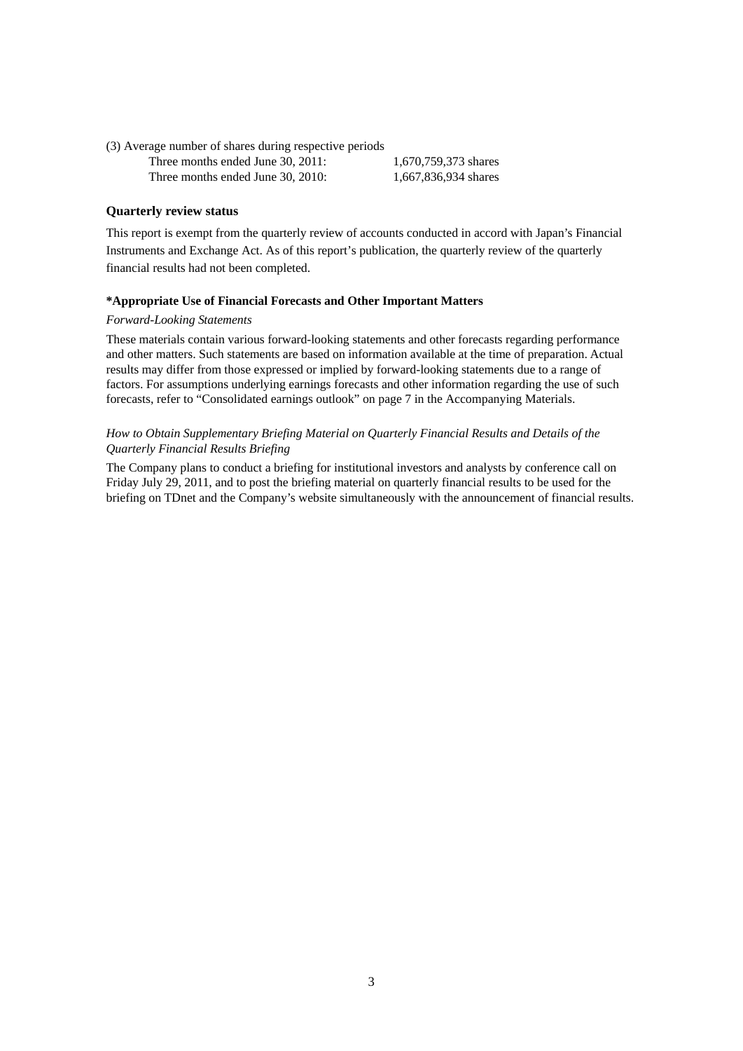(3) Average number of shares during respective periods

| | |
|---|---|
| Three months ended June 30, 2011: | 1,670,759,373 shares |
| Three months ended June 30, 2010: | 1,667,836,934 shares |

**Quarterly review status**

This report is exempt from the quarterly review of accounts conducted in accord with Japan's Financial Instruments and Exchange Act. As of this report's publication, the quarterly review of the quarterly financial results had not been completed.

**\*Appropriate Use of Financial Forecasts and Other Important Matters**

*Forward-Looking Statements*

These materials contain various forward-looking statements and other forecasts regarding performance and other matters. Such statements are based on information available at the time of preparation. Actual results may differ from those expressed or implied by forward-looking statements due to a range of factors. For assumptions underlying earnings forecasts and other information regarding the use of such forecasts, refer to "Consolidated earnings outlook" on page 7 in the Accompanying Materials.

*How to Obtain Supplementary Briefing Material on Quarterly Financial Results and Details of the Quarterly Financial Results Briefing*

The Company plans to conduct a briefing for institutional investors and analysts by conference call on Friday July 29, 2011, and to post the briefing material on quarterly financial results to be used for the briefing on TDnet and the Company's website simultaneously with the announcement of financial results.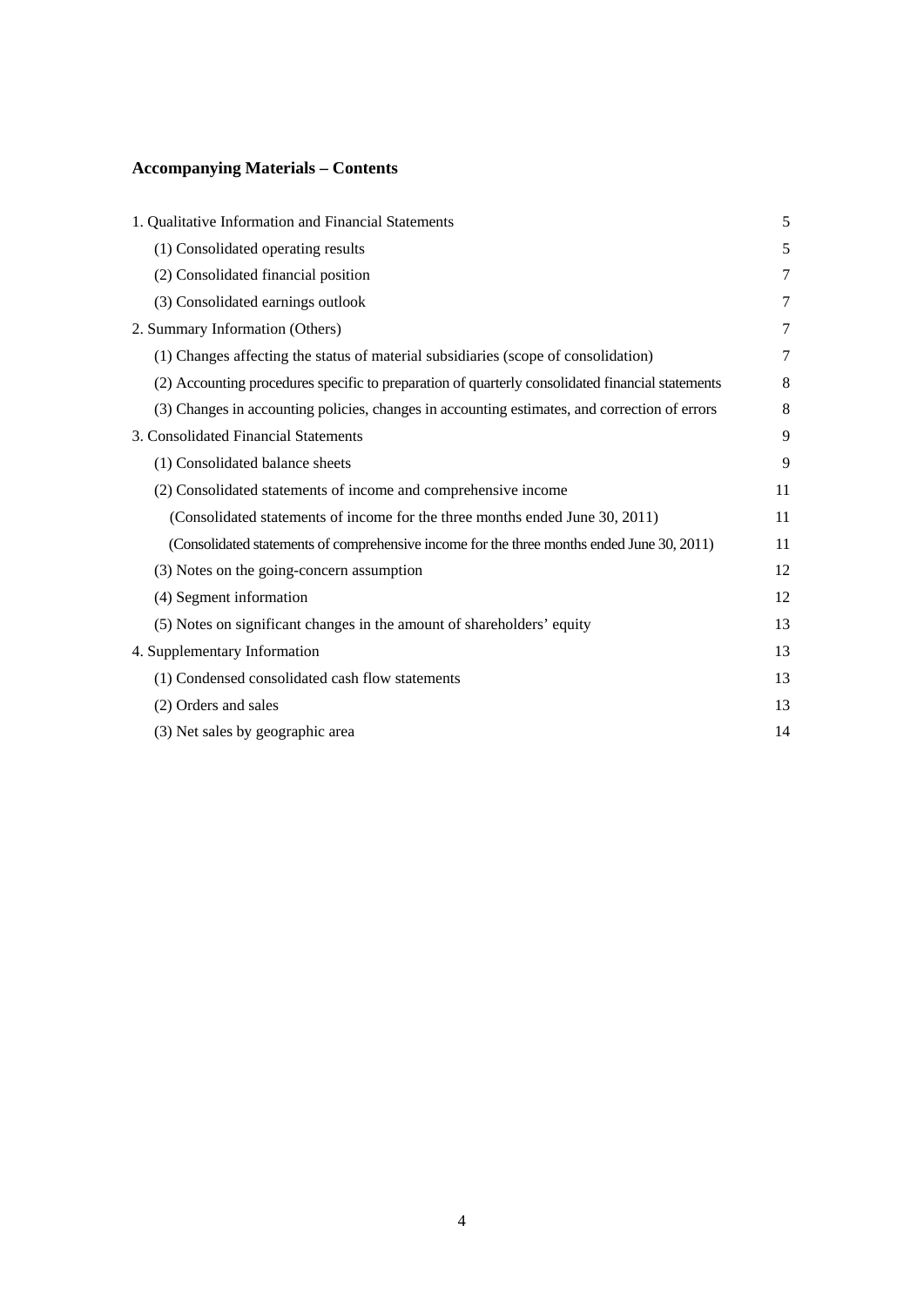## Accompanying Materials – Contents

| | |
|---|---|
| 1. Qualitative Information and Financial Statements | 5 |
| (1) Consolidated operating results | 5 |
| (2) Consolidated financial position | 7 |
| (3) Consolidated earnings outlook | 7 |
| 2. Summary Information (Others) | 7 |
| (1) Changes affecting the status of material subsidiaries (scope of consolidation) | 7 |
| (2) Accounting procedures specific to preparation of quarterly consolidated financial statements | 8 |
| (3) Changes in accounting policies, changes in accounting estimates, and correction of errors | 8 |
| 3. Consolidated Financial Statements | 9 |
| (1) Consolidated balance sheets | 9 |
| (2) Consolidated statements of income and comprehensive income | 11 |
| (Consolidated statements of income for the three months ended June 30, 2011) | 11 |
| (Consolidated statements of comprehensive income for the three months ended June 30, 2011) | 11 |
| (3) Notes on the going-concern assumption | 12 |
| (4) Segment information | 12 |
| (5) Notes on significant changes in the amount of shareholders' equity | 13 |
| 4. Supplementary Information | 13 |
| (1) Condensed consolidated cash flow statements | 13 |
| (2) Orders and sales | 13 |
| (3) Net sales by geographic area | 14 |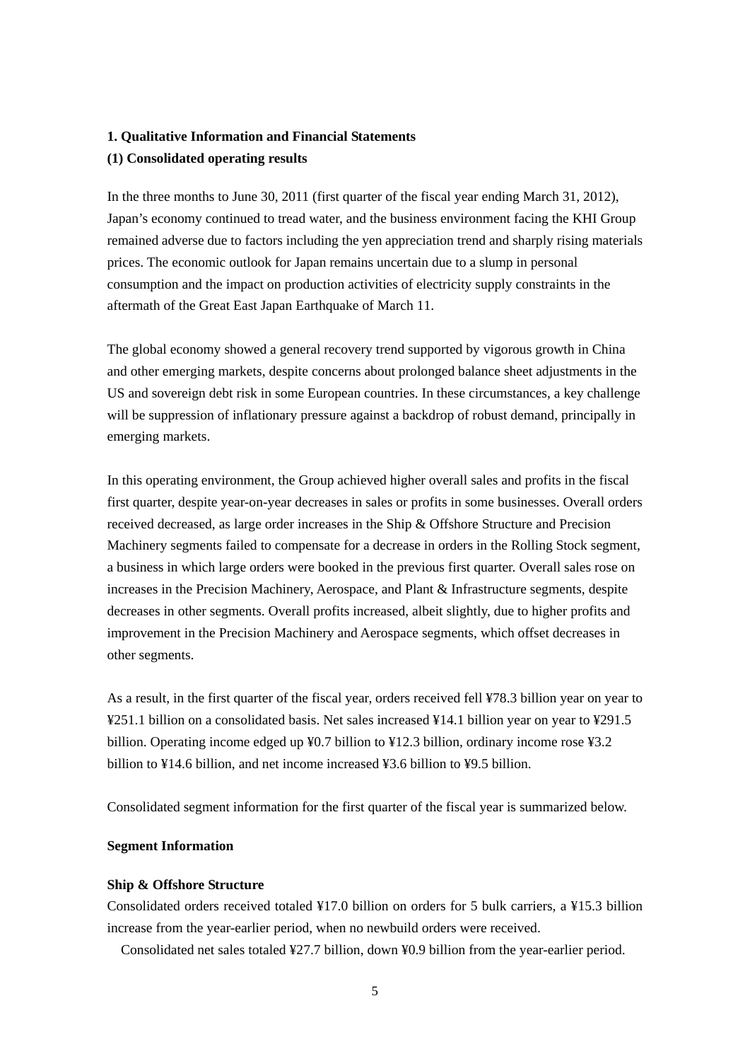## 1. Qualitative Information and Financial Statements

### (1) Consolidated operating results

In the three months to June 30, 2011 (first quarter of the fiscal year ending March 31, 2012), Japan's economy continued to tread water, and the business environment facing the KHI Group remained adverse due to factors including the yen appreciation trend and sharply rising materials prices. The economic outlook for Japan remains uncertain due to a slump in personal consumption and the impact on production activities of electricity supply constraints in the aftermath of the Great East Japan Earthquake of March 11.

The global economy showed a general recovery trend supported by vigorous growth in China and other emerging markets, despite concerns about prolonged balance sheet adjustments in the US and sovereign debt risk in some European countries. In these circumstances, a key challenge will be suppression of inflationary pressure against a backdrop of robust demand, principally in emerging markets.

In this operating environment, the Group achieved higher overall sales and profits in the fiscal first quarter, despite year-on-year decreases in sales or profits in some businesses. Overall orders received decreased, as large order increases in the Ship & Offshore Structure and Precision Machinery segments failed to compensate for a decrease in orders in the Rolling Stock segment, a business in which large orders were booked in the previous first quarter. Overall sales rose on increases in the Precision Machinery, Aerospace, and Plant & Infrastructure segments, despite decreases in other segments. Overall profits increased, albeit slightly, due to higher profits and improvement in the Precision Machinery and Aerospace segments, which offset decreases in other segments.

As a result, in the first quarter of the fiscal year, orders received fell ¥78.3 billion year on year to ¥251.1 billion on a consolidated basis. Net sales increased ¥14.1 billion year on year to ¥291.5 billion. Operating income edged up ¥0.7 billion to ¥12.3 billion, ordinary income rose ¥3.2 billion to ¥14.6 billion, and net income increased ¥3.6 billion to ¥9.5 billion.

Consolidated segment information for the first quarter of the fiscal year is summarized below.

**Segment Information**

**Ship & Offshore Structure**

Consolidated orders received totaled ¥17.0 billion on orders for 5 bulk carriers, a ¥15.3 billion increase from the year-earlier period, when no newbuild orders were received.

Consolidated net sales totaled ¥27.7 billion, down ¥0.9 billion from the year-earlier period.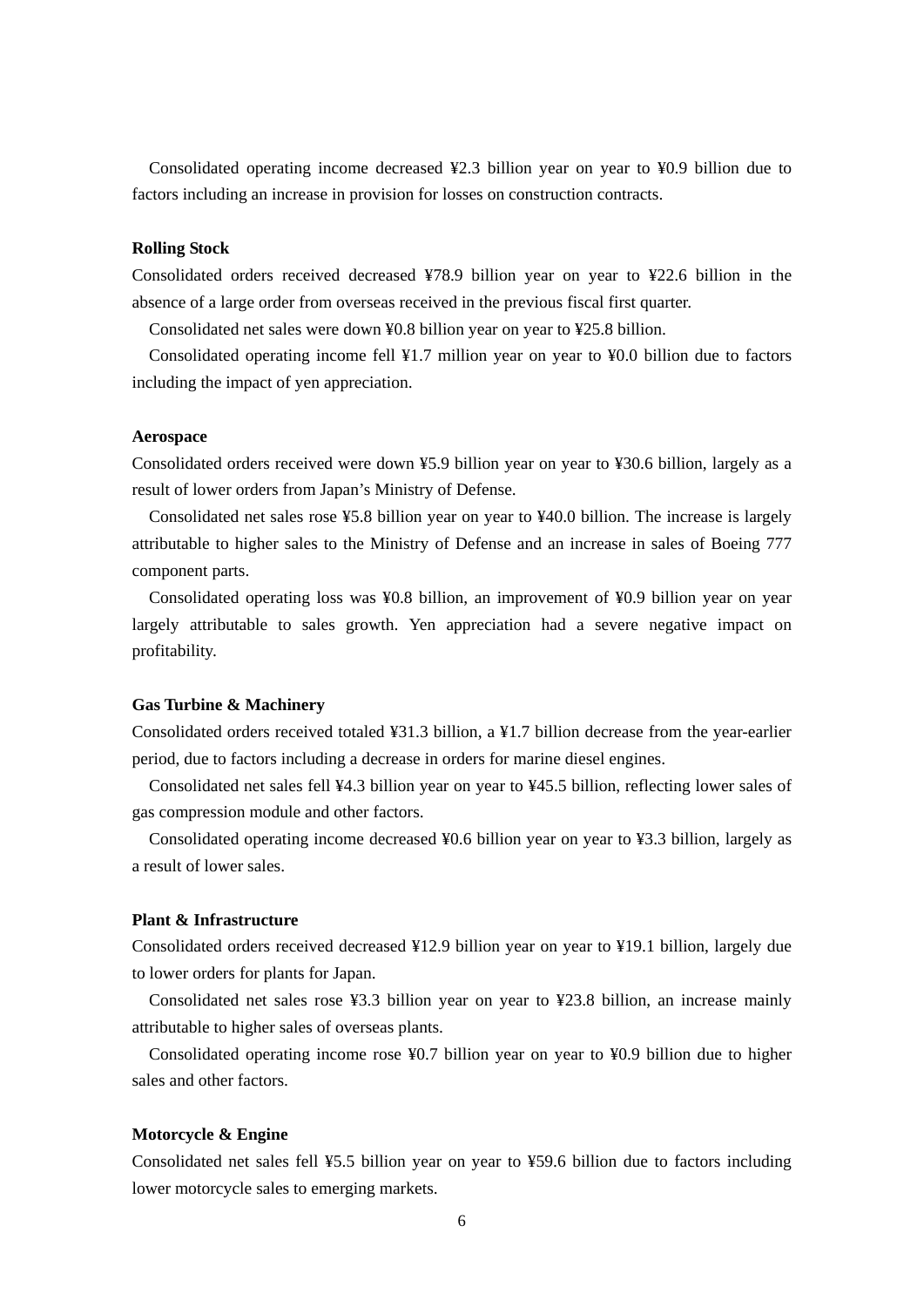Consolidated operating income decreased ¥2.3 billion year on year to ¥0.9 billion due to factors including an increase in provision for losses on construction contracts.

**Rolling Stock**

Consolidated orders received decreased ¥78.9 billion year on year to ¥22.6 billion in the absence of a large order from overseas received in the previous fiscal first quarter.

Consolidated net sales were down ¥0.8 billion year on year to ¥25.8 billion.

Consolidated operating income fell ¥1.7 million year on year to ¥0.0 billion due to factors including the impact of yen appreciation.

**Aerospace**

Consolidated orders received were down ¥5.9 billion year on year to ¥30.6 billion, largely as a result of lower orders from Japan's Ministry of Defense.

Consolidated net sales rose ¥5.8 billion year on year to ¥40.0 billion. The increase is largely attributable to higher sales to the Ministry of Defense and an increase in sales of Boeing 777 component parts.

Consolidated operating loss was ¥0.8 billion, an improvement of ¥0.9 billion year on year largely attributable to sales growth. Yen appreciation had a severe negative impact on profitability.

**Gas Turbine & Machinery**

Consolidated orders received totaled ¥31.3 billion, a ¥1.7 billion decrease from the year-earlier period, due to factors including a decrease in orders for marine diesel engines.

Consolidated net sales fell ¥4.3 billion year on year to ¥45.5 billion, reflecting lower sales of gas compression module and other factors.

Consolidated operating income decreased ¥0.6 billion year on year to ¥3.3 billion, largely as a result of lower sales.

**Plant & Infrastructure**

Consolidated orders received decreased ¥12.9 billion year on year to ¥19.1 billion, largely due to lower orders for plants for Japan.

Consolidated net sales rose ¥3.3 billion year on year to ¥23.8 billion, an increase mainly attributable to higher sales of overseas plants.

Consolidated operating income rose ¥0.7 billion year on year to ¥0.9 billion due to higher sales and other factors.

**Motorcycle & Engine**

Consolidated net sales fell ¥5.5 billion year on year to ¥59.6 billion due to factors including lower motorcycle sales to emerging markets.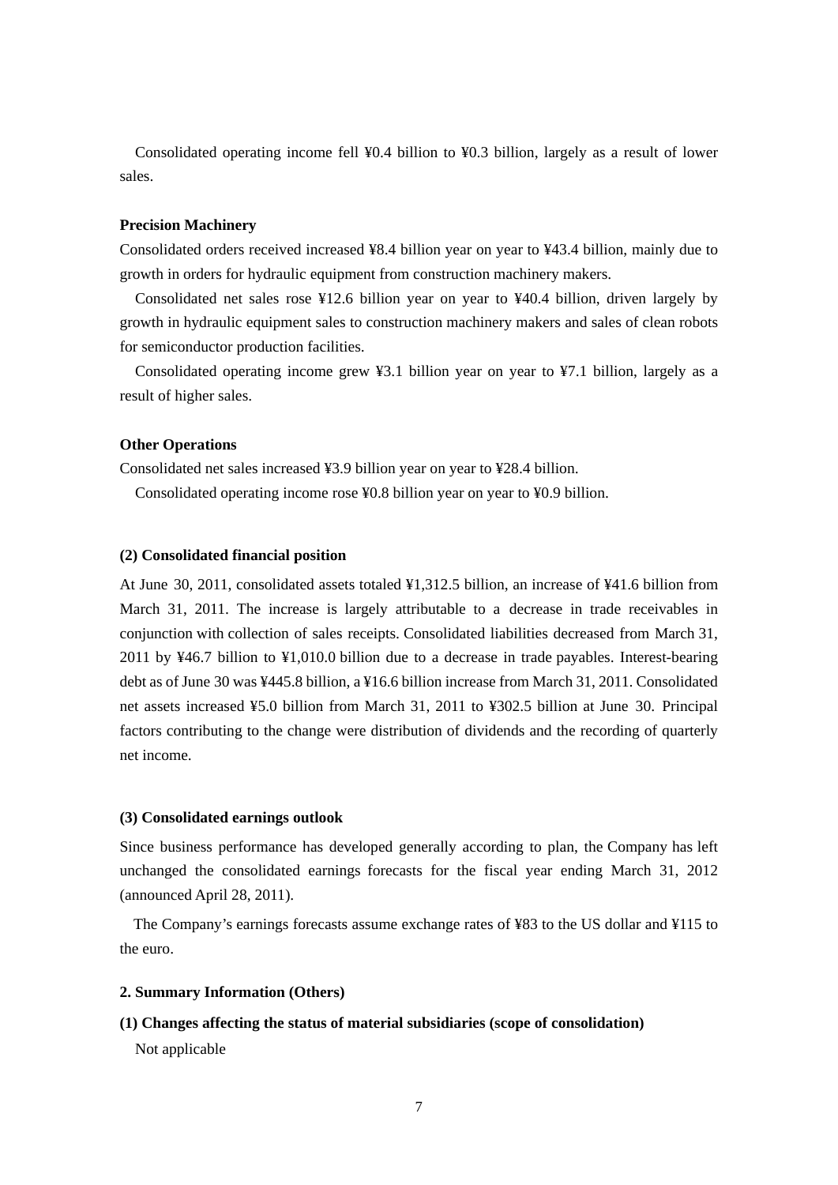Consolidated operating income fell ¥0.4 billion to ¥0.3 billion, largely as a result of lower sales.

**Precision Machinery**

Consolidated orders received increased ¥8.4 billion year on year to ¥43.4 billion, mainly due to growth in orders for hydraulic equipment from construction machinery makers.

Consolidated net sales rose ¥12.6 billion year on year to ¥40.4 billion, driven largely by growth in hydraulic equipment sales to construction machinery makers and sales of clean robots for semiconductor production facilities.

Consolidated operating income grew ¥3.1 billion year on year to ¥7.1 billion, largely as a result of higher sales.

**Other Operations**

Consolidated net sales increased ¥3.9 billion year on year to ¥28.4 billion.

Consolidated operating income rose ¥0.8 billion year on year to ¥0.9 billion.

**(2) Consolidated financial position**

At June 30, 2011, consolidated assets totaled ¥1,312.5 billion, an increase of ¥41.6 billion from March 31, 2011. The increase is largely attributable to a decrease in trade receivables in conjunction with collection of sales receipts. Consolidated liabilities decreased from March 31, 2011 by ¥46.7 billion to ¥1,010.0 billion due to a decrease in trade payables. Interest-bearing debt as of June 30 was ¥445.8 billion, a ¥16.6 billion increase from March 31, 2011. Consolidated net assets increased ¥5.0 billion from March 31, 2011 to ¥302.5 billion at June 30. Principal factors contributing to the change were distribution of dividends and the recording of quarterly net income.

**(3) Consolidated earnings outlook**

Since business performance has developed generally according to plan, the Company has left unchanged the consolidated earnings forecasts for the fiscal year ending March 31, 2012 (announced April 28, 2011).

The Company's earnings forecasts assume exchange rates of ¥83 to the US dollar and ¥115 to the euro.

**2. Summary Information (Others)**

**(1) Changes affecting the status of material subsidiaries (scope of consolidation)**

Not applicable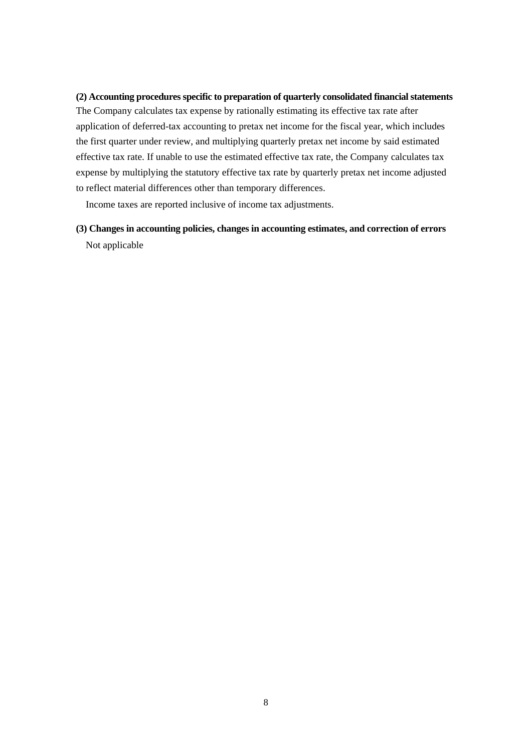**(2) Accounting procedures specific to preparation of quarterly consolidated financial statements**

The Company calculates tax expense by rationally estimating its effective tax rate after application of deferred-tax accounting to pretax net income for the fiscal year, which includes the first quarter under review, and multiplying quarterly pretax net income by said estimated effective tax rate. If unable to use the estimated effective tax rate, the Company calculates tax expense by multiplying the statutory effective tax rate by quarterly pretax net income adjusted to reflect material differences other than temporary differences.

Income taxes are reported inclusive of income tax adjustments.

**(3) Changes in accounting policies, changes in accounting estimates, and correction of errors**

Not applicable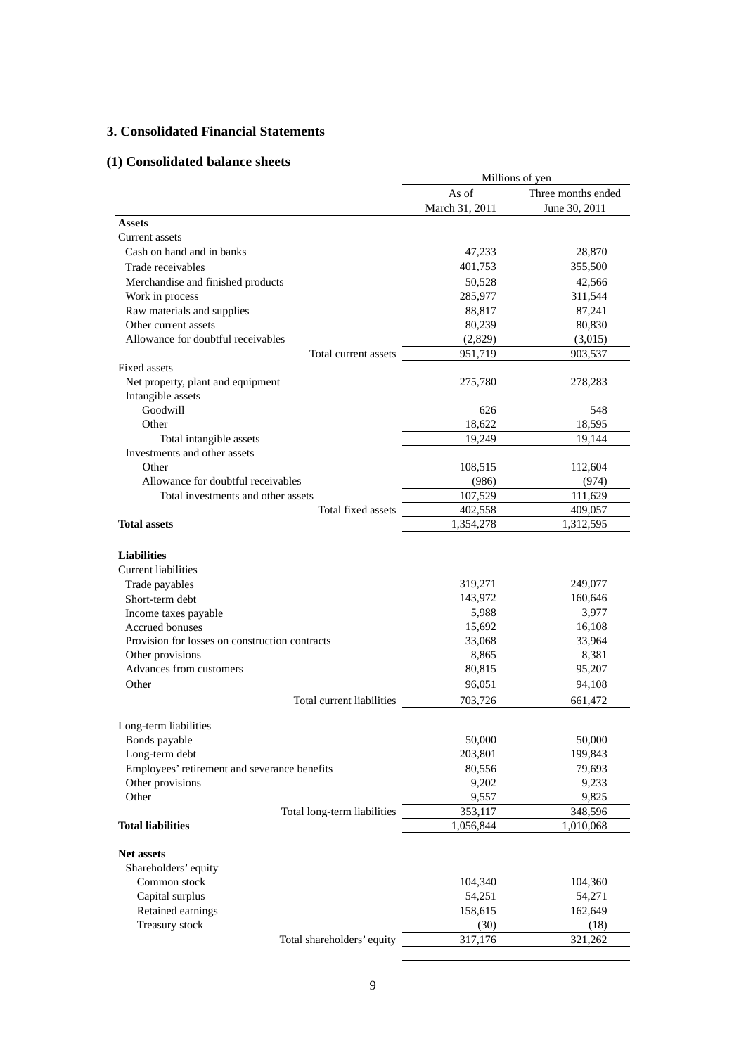## 3. Consolidated Financial Statements

### (1) Consolidated balance sheets

| | Millions of yen | |
|---|---|---|
| | As of March 31, 2011 | Three months ended June 30, 2011 |
| **Assets** | | |
| Current assets | | |
| Cash on hand and in banks | 47,233 | 28,870 |
| Trade receivables | 401,753 | 355,500 |
| Merchandise and finished products | 50,528 | 42,566 |
| Work in process | 285,977 | 311,544 |
| Raw materials and supplies | 88,817 | 87,241 |
| Other current assets | 80,239 | 80,830 |
| Allowance for doubtful receivables | (2,829) | (3,015) |
| Total current assets | 951,719 | 903,537 |
| Fixed assets | | |
| Net property, plant and equipment | 275,780 | 278,283 |
| Intangible assets | | |
| Goodwill | 626 | 548 |
| Other | 18,622 | 18,595 |
| Total intangible assets | 19,249 | 19,144 |
| Investments and other assets | | |
| Other | 108,515 | 112,604 |
| Allowance for doubtful receivables | (986) | (974) |
| Total investments and other assets | 107,529 | 111,629 |
| Total fixed assets | 402,558 | 409,057 |
| **Total assets** | 1,354,278 | 1,312,595 |
| **Liabilities** | | |
| Current liabilities | | |
| Trade payables | 319,271 | 249,077 |
| Short-term debt | 143,972 | 160,646 |
| Income taxes payable | 5,988 | 3,977 |
| Accrued bonuses | 15,692 | 16,108 |
| Provision for losses on construction contracts | 33,068 | 33,964 |
| Other provisions | 8,865 | 8,381 |
| Advances from customers | 80,815 | 95,207 |
| Other | 96,051 | 94,108 |
| Total current liabilities | 703,726 | 661,472 |
| Long-term liabilities | | |
| Bonds payable | 50,000 | 50,000 |
| Long-term debt | 203,801 | 199,843 |
| Employees' retirement and severance benefits | 80,556 | 79,693 |
| Other provisions | 9,202 | 9,233 |
| Other | 9,557 | 9,825 |
| Total long-term liabilities | 353,117 | 348,596 |
| **Total liabilities** | 1,056,844 | 1,010,068 |
| **Net assets** | | |
| Shareholders' equity | | |
| Common stock | 104,340 | 104,360 |
| Capital surplus | 54,251 | 54,271 |
| Retained earnings | 158,615 | 162,649 |
| Treasury stock | (30) | (18) |
| Total shareholders' equity | 317,176 | 321,262 |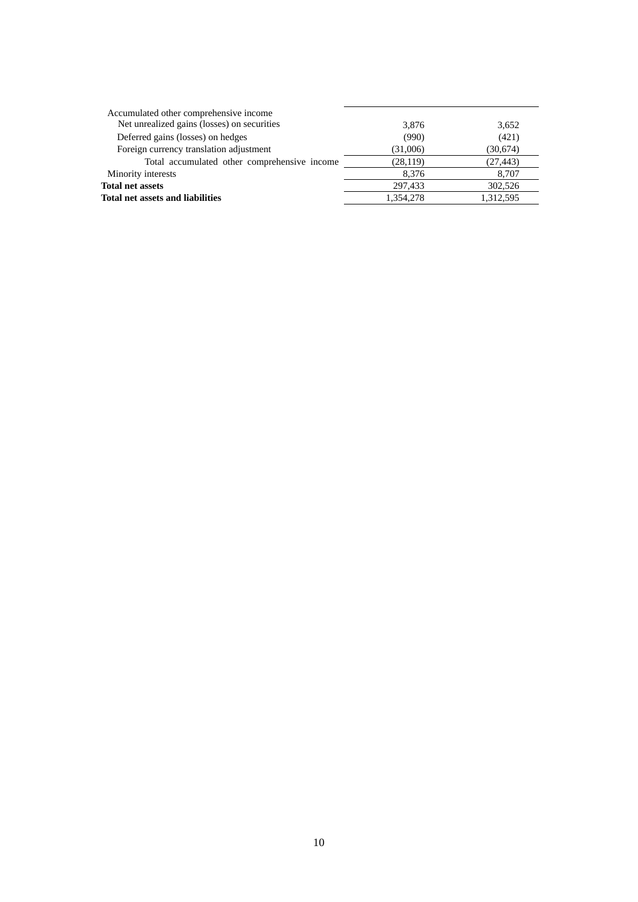| | | |
|---|---|---|
| Accumulated other comprehensive income | | |
| Net unrealized gains (losses) on securities | 3,876 | 3,652 |
| Deferred gains (losses) on hedges | (990) | (421) |
| Foreign currency translation adjustment | (31,006) | (30,674) |
| Total accumulated other comprehensive income | (28,119) | (27,443) |
| Minority interests | 8,376 | 8,707 |
| **Total net assets** | 297,433 | 302,526 |
| **Total net assets and liabilities** | 1,354,278 | 1,312,595 |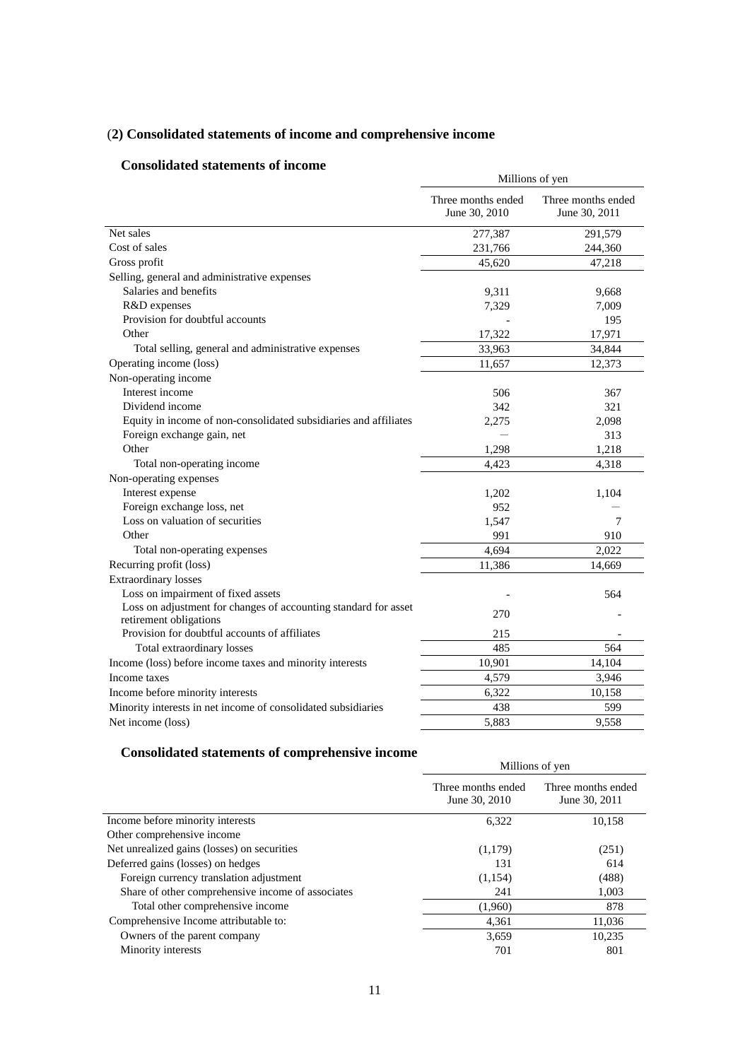## (2) Consolidated statements of income and comprehensive income

### Consolidated statements of income

| | Millions of yen | |
|---|---|---|
| | Three months ended June 30, 2010 | Three months ended June 30, 2011 |
| Net sales | 277,387 | 291,579 |
| Cost of sales | 231,766 | 244,360 |
| Gross profit | 45,620 | 47,218 |
| Selling, general and administrative expenses | | |
| Salaries and benefits | 9,311 | 9,668 |
| R&D expenses | 7,329 | 7,009 |
| Provision for doubtful accounts | - | 195 |
| Other | 17,322 | 17,971 |
| Total selling, general and administrative expenses | 33,963 | 34,844 |
| Operating income (loss) | 11,657 | 12,373 |
| Non-operating income | | |
| Interest income | 506 | 367 |
| Dividend income | 342 | 321 |
| Equity in income of non-consolidated subsidiaries and affiliates | 2,275 | 2,098 |
| Foreign exchange gain, net | — | 313 |
| Other | 1,298 | 1,218 |
| Total non-operating income | 4,423 | 4,318 |
| Non-operating expenses | | |
| Interest expense | 1,202 | 1,104 |
| Foreign exchange loss, net | 952 | — |
| Loss on valuation of securities | 1,547 | 7 |
| Other | 991 | 910 |
| Total non-operating expenses | 4,694 | 2,022 |
| Recurring profit (loss) | 11,386 | 14,669 |
| Extraordinary losses | | |
| Loss on impairment of fixed assets | - | 564 |
| Loss on adjustment for changes of accounting standard for asset retirement obligations | 270 | - |
| Provision for doubtful accounts of affiliates | 215 | - |
| Total extraordinary losses | 485 | 564 |
| Income (loss) before income taxes and minority interests | 10,901 | 14,104 |
| Income taxes | 4,579 | 3,946 |
| Income before minority interests | 6,322 | 10,158 |
| Minority interests in net income of consolidated subsidiaries | 438 | 599 |
| Net income (loss) | 5,883 | 9,558 |

### Consolidated statements of comprehensive income

| | Millions of yen | |
|---|---|---|
| | Three months ended June 30, 2010 | Three months ended June 30, 2011 |
| Income before minority interests | 6,322 | 10,158 |
| Other comprehensive income | | |
| Net unrealized gains (losses) on securities | (1,179) | (251) |
| Deferred gains (losses) on hedges | 131 | 614 |
| Foreign currency translation adjustment | (1,154) | (488) |
| Share of other comprehensive income of associates | 241 | 1,003 |
| Total other comprehensive income | (1,960) | 878 |
| Comprehensive Income attributable to: | 4,361 | 11,036 |
| Owners of the parent company | 3,659 | 10,235 |
| Minority interests | 701 | 801 |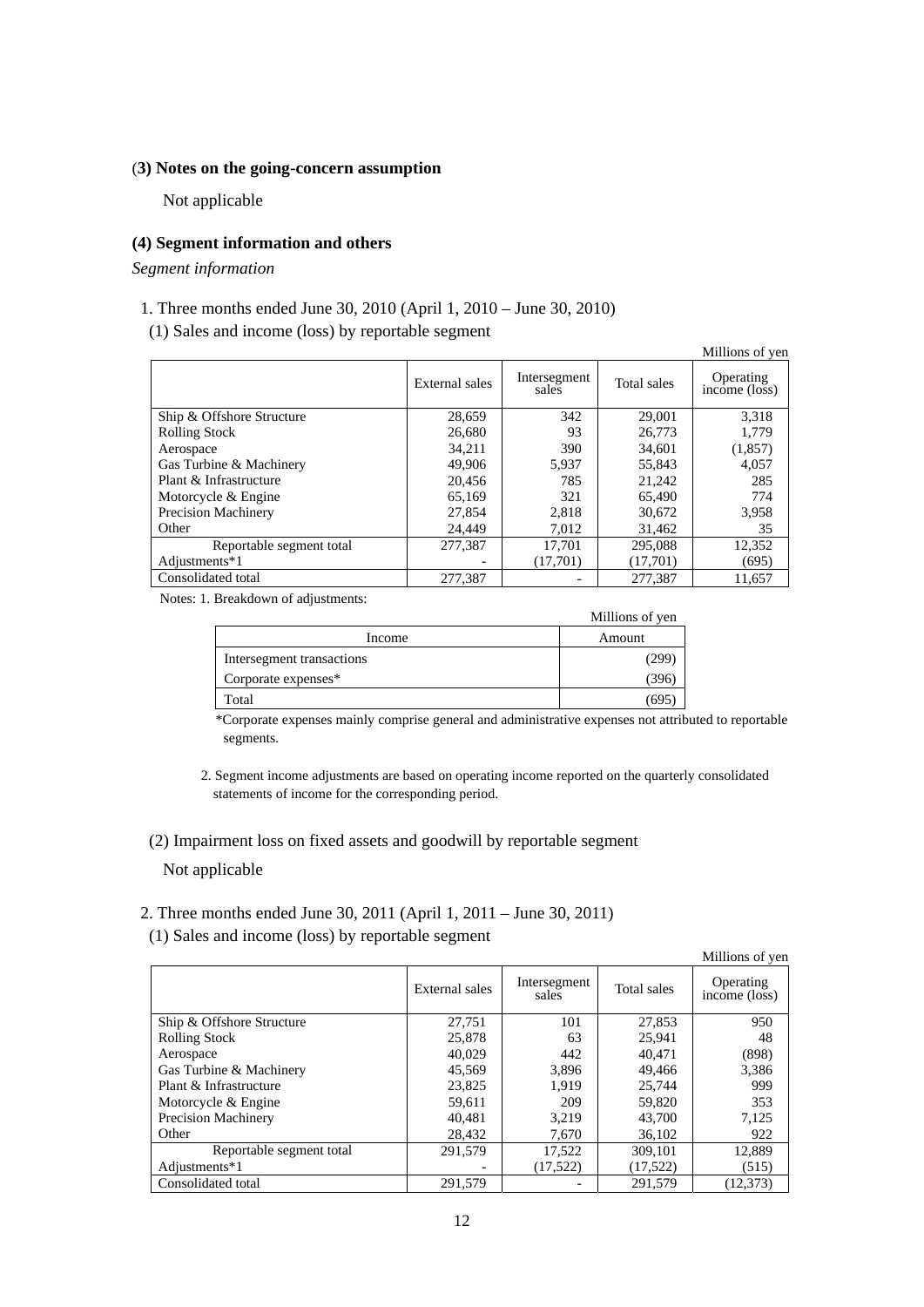### (3) Notes on the going-concern assumption

Not applicable

### (4) Segment information and others

*Segment information*

1. Three months ended June 30, 2010 (April 1, 2010 – June 30, 2010)

(1) Sales and income (loss) by reportable segment

Millions of yen

| | External sales | Intersegment sales | Total sales | Operating income (loss) |
|---|---|---|---|---|
| Ship & Offshore Structure | 28,659 | 342 | 29,001 | 3,318 |
| Rolling Stock | 26,680 | 93 | 26,773 | 1,779 |
| Aerospace | 34,211 | 390 | 34,601 | (1,857) |
| Gas Turbine & Machinery | 49,906 | 5,937 | 55,843 | 4,057 |
| Plant & Infrastructure | 20,456 | 785 | 21,242 | 285 |
| Motorcycle & Engine | 65,169 | 321 | 65,490 | 774 |
| Precision Machinery | 27,854 | 2,818 | 30,672 | 3,958 |
| Other | 24,449 | 7,012 | 31,462 | 35 |
| Reportable segment total | 277,387 | 17,701 | 295,088 | 12,352 |
| Adjustments*1 | - | (17,701) | (17,701) | (695) |
| Consolidated total | 277,387 | - | 277,387 | 11,657 |

Notes: 1. Breakdown of adjustments:

Millions of yen

| Income | Amount |
|---|---|
| Intersegment transactions | (299) |
| Corporate expenses* | (396) |
| Total | (695) |

*Corporate expenses mainly comprise general and administrative expenses not attributed to reportable segments.

2. Segment income adjustments are based on operating income reported on the quarterly consolidated statements of income for the corresponding period.

(2) Impairment loss on fixed assets and goodwill by reportable segment

Not applicable

2. Three months ended June 30, 2011 (April 1, 2011 – June 30, 2011)

(1) Sales and income (loss) by reportable segment

Millions of yen

| | External sales | Intersegment sales | Total sales | Operating income (loss) |
|---|---|---|---|---|
| Ship & Offshore Structure | 27,751 | 101 | 27,853 | 950 |
| Rolling Stock | 25,878 | 63 | 25,941 | 48 |
| Aerospace | 40,029 | 442 | 40,471 | (898) |
| Gas Turbine & Machinery | 45,569 | 3,896 | 49,466 | 3,386 |
| Plant & Infrastructure | 23,825 | 1,919 | 25,744 | 999 |
| Motorcycle & Engine | 59,611 | 209 | 59,820 | 353 |
| Precision Machinery | 40,481 | 3,219 | 43,700 | 7,125 |
| Other | 28,432 | 7,670 | 36,102 | 922 |
| Reportable segment total | 291,579 | 17,522 | 309,101 | 12,889 |
| Adjustments*1 | - | (17,522) | (17,522) | (515) |
| Consolidated total | 291,579 | - | 291,579 | (12,373) |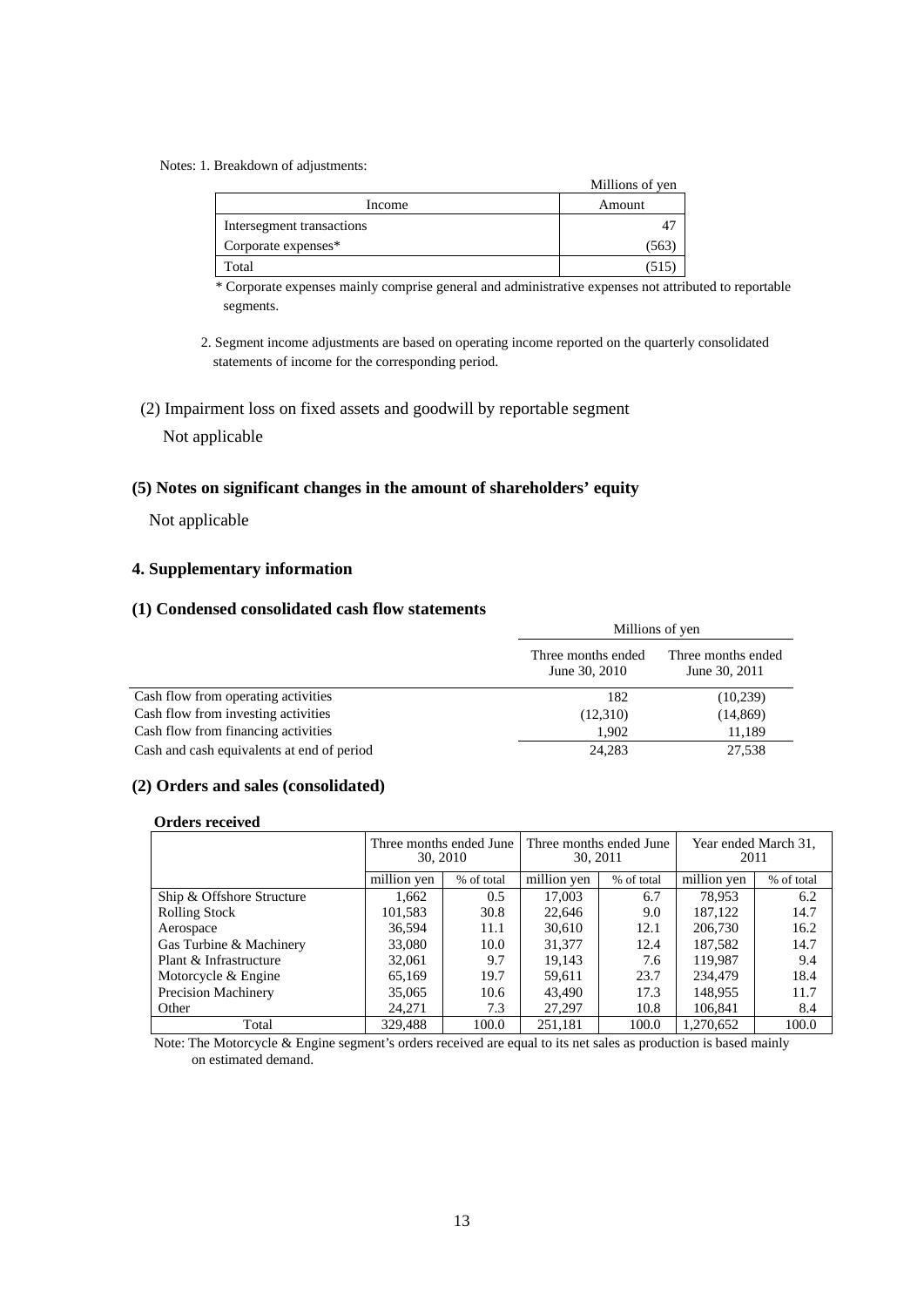Notes: 1. Breakdown of adjustments:

Millions of yen

| Income | Amount |
|---|---|
| Intersegment transactions | 47 |
| Corporate expenses* | (563) |
| Total | (515) |

\* Corporate expenses mainly comprise general and administrative expenses not attributed to reportable segments.

2. Segment income adjustments are based on operating income reported on the quarterly consolidated statements of income for the corresponding period.

(2) Impairment loss on fixed assets and goodwill by reportable segment

Not applicable

### (5) Notes on significant changes in the amount of shareholders' equity

Not applicable

## 4. Supplementary information

### (1) Condensed consolidated cash flow statements

Millions of yen

| | Three months ended June 30, 2010 | Three months ended June 30, 2011 |
|---|---|---|
| Cash flow from operating activities | 182 | (10,239) |
| Cash flow from investing activities | (12,310) | (14,869) |
| Cash flow from financing activities | 1,902 | 11,189 |
| Cash and cash equivalents at end of period | 24,283 | 27,538 |

### (2) Orders and sales (consolidated)

**Orders received**

| | Three months ended June 30, 2010 | | Three months ended June 30, 2011 | | Year ended March 31, 2011 | |
|---|---|---|---|---|---|---|
| | million yen | % of total | million yen | % of total | million yen | % of total |
| Ship & Offshore Structure | 1,662 | 0.5 | 17,003 | 6.7 | 78,953 | 6.2 |
| Rolling Stock | 101,583 | 30.8 | 22,646 | 9.0 | 187,122 | 14.7 |
| Aerospace | 36,594 | 11.1 | 30,610 | 12.1 | 206,730 | 16.2 |
| Gas Turbine & Machinery | 33,080 | 10.0 | 31,377 | 12.4 | 187,582 | 14.7 |
| Plant & Infrastructure | 32,061 | 9.7 | 19,143 | 7.6 | 119,987 | 9.4 |
| Motorcycle & Engine | 65,169 | 19.7 | 59,611 | 23.7 | 234,479 | 18.4 |
| Precision Machinery | 35,065 | 10.6 | 43,490 | 17.3 | 148,955 | 11.7 |
| Other | 24,271 | 7.3 | 27,297 | 10.8 | 106,841 | 8.4 |
| Total | 329,488 | 100.0 | 251,181 | 100.0 | 1,270,652 | 100.0 |

Note: The Motorcycle & Engine segment's orders received are equal to its net sales as production is based mainly on estimated demand.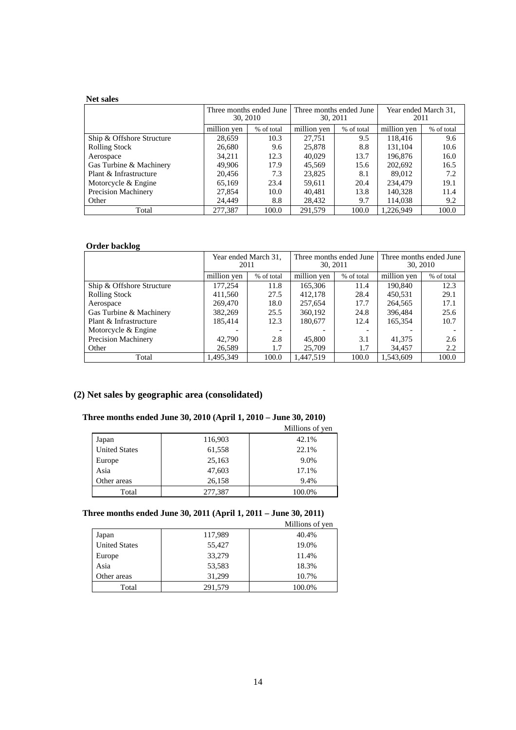**Net sales**

| | Three months ended June 30, 2010 | | Three months ended June 30, 2011 | | Year ended March 31, 2011 | |
|---|---|---|---|---|---|---|
| | million yen | % of total | million yen | % of total | million yen | % of total |
| Ship & Offshore Structure | 28,659 | 10.3 | 27,751 | 9.5 | 118,416 | 9.6 |
| Rolling Stock | 26,680 | 9.6 | 25,878 | 8.8 | 131,104 | 10.6 |
| Aerospace | 34,211 | 12.3 | 40,029 | 13.7 | 196,876 | 16.0 |
| Gas Turbine & Machinery | 49,906 | 17.9 | 45,569 | 15.6 | 202,692 | 16.5 |
| Plant & Infrastructure | 20,456 | 7.3 | 23,825 | 8.1 | 89,012 | 7.2 |
| Motorcycle & Engine | 65,169 | 23.4 | 59,611 | 20.4 | 234,479 | 19.1 |
| Precision Machinery | 27,854 | 10.0 | 40,481 | 13.8 | 140,328 | 11.4 |
| Other | 24,449 | 8.8 | 28,432 | 9.7 | 114,038 | 9.2 |
| Total | 277,387 | 100.0 | 291,579 | 100.0 | 1,226,949 | 100.0 |

**Order backlog**

| | Year ended March 31, 2011 | | Three months ended June 30, 2011 | | Three months ended June 30, 2010 | |
|---|---|---|---|---|---|---|
| | million yen | % of total | million yen | % of total | million yen | % of total |
| Ship & Offshore Structure | 177,254 | 11.8 | 165,306 | 11.4 | 190,840 | 12.3 |
| Rolling Stock | 411,560 | 27.5 | 412,178 | 28.4 | 450,531 | 29.1 |
| Aerospace | 269,470 | 18.0 | 257,654 | 17.7 | 264,565 | 17.1 |
| Gas Turbine & Machinery | 382,269 | 25.5 | 360,192 | 24.8 | 396,484 | 25.6 |
| Plant & Infrastructure | 185,414 | 12.3 | 180,677 | 12.4 | 165,354 | 10.7 |
| Motorcycle & Engine | - | - | - | - | - | - |
| Precision Machinery | 42,790 | 2.8 | 45,800 | 3.1 | 41,375 | 2.6 |
| Other | 26,589 | 1.7 | 25,709 | 1.7 | 34,457 | 2.2 |
| Total | 1,495,349 | 100.0 | 1,447,519 | 100.0 | 1,543,609 | 100.0 |

## (2) Net sales by geographic area (consolidated)

### Three months ended June 30, 2010 (April 1, 2010 – June 30, 2010)

Millions of yen

| | | |
|---|---|---|
| Japan | 116,903 | 42.1% |
| United States | 61,558 | 22.1% |
| Europe | 25,163 | 9.0% |
| Asia | 47,603 | 17.1% |
| Other areas | 26,158 | 9.4% |
| Total | 277,387 | 100.0% |

### Three months ended June 30, 2011 (April 1, 2011 – June 30, 2011)

Millions of yen

| | | |
|---|---|---|
| Japan | 117,989 | 40.4% |
| United States | 55,427 | 19.0% |
| Europe | 33,279 | 11.4% |
| Asia | 53,583 | 18.3% |
| Other areas | 31,299 | 10.7% |
| Total | 291,579 | 100.0% |